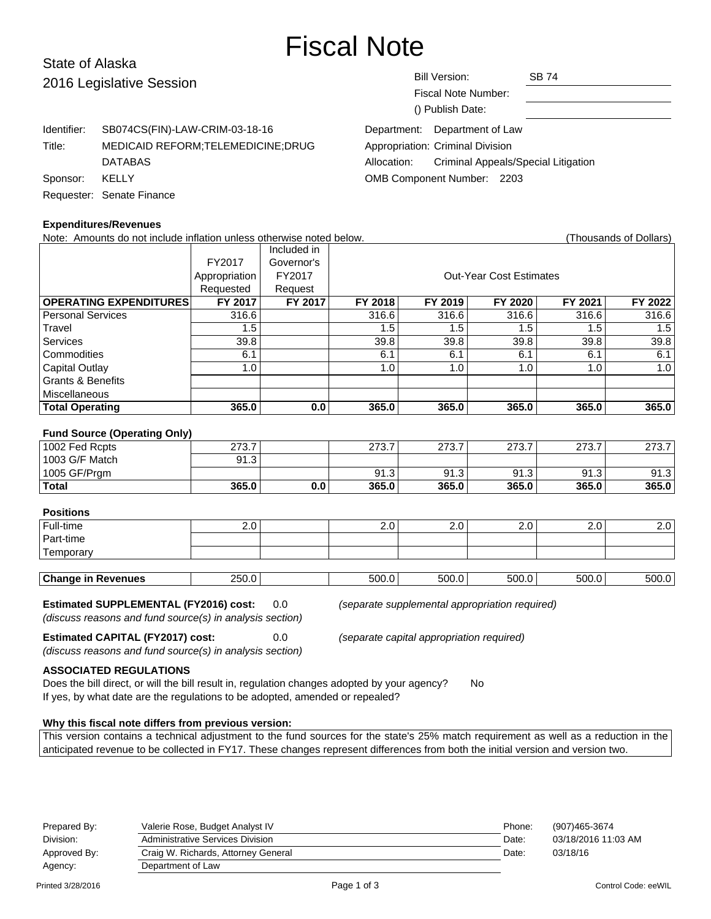# Fiscal Note

## State of Alaska
## 2016 Legislative Session

Bill Version: SB 74
Fiscal Note Number:
() Publish Date:

Identifier: SB074CS(FIN)-LAW-CRIM-03-18-16
Title: MEDICAID REFORM;TELEMEDICINE;DRUG DATABAS
Sponsor: KELLY
Requester: Senate Finance

Department: Department of Law
Appropriation: Criminal Division
Allocation: Criminal Appeals/Special Litigation
OMB Component Number: 2203

**Expenditures/Revenues**

Note: Amounts do not include inflation unless otherwise noted below. (Thousands of Dollars)

| | FY2017 Appropriation Requested | Included in Governor's FY2017 Request | Out-Year Cost Estimates | | | | |
|---|---|---|---|---|---|---|---|
| **OPERATING EXPENDITURES** | **FY 2017** | **FY 2017** | **FY 2018** | **FY 2019** | **FY 2020** | **FY 2021** | **FY 2022** |
| Personal Services | 316.6 | | 316.6 | 316.6 | 316.6 | 316.6 | 316.6 |
| Travel | 1.5 | | 1.5 | 1.5 | 1.5 | 1.5 | 1.5 |
| Services | 39.8 | | 39.8 | 39.8 | 39.8 | 39.8 | 39.8 |
| Commodities | 6.1 | | 6.1 | 6.1 | 6.1 | 6.1 | 6.1 |
| Capital Outlay | 1.0 | | 1.0 | 1.0 | 1.0 | 1.0 | 1.0 |
| Grants & Benefits | | | | | | | |
| Miscellaneous | | | | | | | |
| **Total Operating** | **365.0** | **0.0** | **365.0** | **365.0** | **365.0** | **365.0** | **365.0** |

**Fund Source (Operating Only)**

| | FY 2017 | FY 2017 | FY 2018 | FY 2019 | FY 2020 | FY 2021 | FY 2022 |
|---|---|---|---|---|---|---|---|
| 1002 Fed Rcpts | 273.7 | | 273.7 | 273.7 | 273.7 | 273.7 | 273.7 |
| 1003 G/F Match | 91.3 | | | | | | |
| 1005 GF/Prgm | | | 91.3 | 91.3 | 91.3 | 91.3 | 91.3 |
| **Total** | **365.0** | **0.0** | **365.0** | **365.0** | **365.0** | **365.0** | **365.0** |

**Positions**

| | FY 2017 | FY 2017 | FY 2018 | FY 2019 | FY 2020 | FY 2021 | FY 2022 |
|---|---|---|---|---|---|---|---|
| Full-time | 2.0 | | 2.0 | 2.0 | 2.0 | 2.0 | 2.0 |
| Part-time | | | | | | | |
| Temporary | | | | | | | |

| | FY 2017 | FY 2017 | FY 2018 | FY 2019 | FY 2020 | FY 2021 | FY 2022 |
|---|---|---|---|---|---|---|---|
| **Change in Revenues** | 250.0 | | 500.0 | 500.0 | 500.0 | 500.0 | 500.0 |

**Estimated SUPPLEMENTAL (FY2016) cost:** 0.0 *(separate supplemental appropriation required)*
*(discuss reasons and fund source(s) in analysis section)*

**Estimated CAPITAL (FY2017) cost:** 0.0 *(separate capital appropriation required)*
*(discuss reasons and fund source(s) in analysis section)*

**ASSOCIATED REGULATIONS**

Does the bill direct, or will the bill result in, regulation changes adopted by your agency? No
If yes, by what date are the regulations to be adopted, amended or repealed?

**Why this fiscal note differs from previous version:**

This version contains a technical adjustment to the fund sources for the state's 25% match requirement as well as a reduction in the anticipated revenue to be collected in FY17. These changes represent differences from both the initial version and version two.

| | | | |
|---|---|---|---|
| Prepared By: | Valerie Rose, Budget Analyst IV | Phone: | (907)465-3674 |
| Division: | Administrative Services Division | Date: | 03/18/2016 11:03 AM |
| Approved By: | Craig W. Richards, Attorney General | Date: | 03/18/16 |
| Agency: | Department of Law | | |

Printed 3/28/2016 Control Code: eeWIL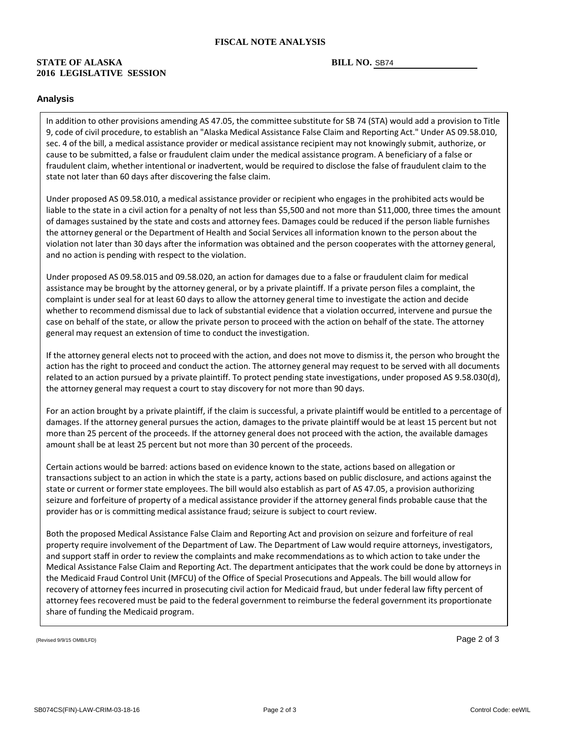**FISCAL NOTE ANALYSIS**

**STATE OF ALASKA**
**2016 LEGISLATIVE SESSION**

**BILL NO.** SB74

## Analysis

In addition to other provisions amending AS 47.05, the committee substitute for SB 74 (STA) would add a provision to Title 9, code of civil procedure, to establish an "Alaska Medical Assistance False Claim and Reporting Act." Under AS 09.58.010, sec. 4 of the bill, a medical assistance provider or medical assistance recipient may not knowingly submit, authorize, or cause to be submitted, a false or fraudulent claim under the medical assistance program. A beneficiary of a false or fraudulent claim, whether intentional or inadvertent, would be required to disclose the false of fraudulent claim to the state not later than 60 days after discovering the false claim.

Under proposed AS 09.58.010, a medical assistance provider or recipient who engages in the prohibited acts would be liable to the state in a civil action for a penalty of not less than $5,500 and not more than $11,000, three times the amount of damages sustained by the state and costs and attorney fees. Damages could be reduced if the person liable furnishes the attorney general or the Department of Health and Social Services all information known to the person about the violation not later than 30 days after the information was obtained and the person cooperates with the attorney general, and no action is pending with respect to the violation.

Under proposed AS 09.58.015 and 09.58.020, an action for damages due to a false or fraudulent claim for medical assistance may be brought by the attorney general, or by a private plaintiff. If a private person files a complaint, the complaint is under seal for at least 60 days to allow the attorney general time to investigate the action and decide whether to recommend dismissal due to lack of substantial evidence that a violation occurred, intervene and pursue the case on behalf of the state, or allow the private person to proceed with the action on behalf of the state. The attorney general may request an extension of time to conduct the investigation.

If the attorney general elects not to proceed with the action, and does not move to dismiss it, the person who brought the action has the right to proceed and conduct the action. The attorney general may request to be served with all documents related to an action pursued by a private plaintiff. To protect pending state investigations, under proposed AS 9.58.030(d), the attorney general may request a court to stay discovery for not more than 90 days.

For an action brought by a private plaintiff, if the claim is successful, a private plaintiff would be entitled to a percentage of damages. If the attorney general pursues the action, damages to the private plaintiff would be at least 15 percent but not more than 25 percent of the proceeds. If the attorney general does not proceed with the action, the available damages amount shall be at least 25 percent but not more than 30 percent of the proceeds.

Certain actions would be barred: actions based on evidence known to the state, actions based on allegation or transactions subject to an action in which the state is a party, actions based on public disclosure, and actions against the state or current or former state employees. The bill would also establish as part of AS 47.05, a provision authorizing seizure and forfeiture of property of a medical assistance provider if the attorney general finds probable cause that the provider has or is committing medical assistance fraud; seizure is subject to court review.

Both the proposed Medical Assistance False Claim and Reporting Act and provision on seizure and forfeiture of real property require involvement of the Department of Law. The Department of Law would require attorneys, investigators, and support staff in order to review the complaints and make recommendations as to which action to take under the Medical Assistance False Claim and Reporting Act. The department anticipates that the work could be done by attorneys in the Medicaid Fraud Control Unit (MFCU) of the Office of Special Prosecutions and Appeals. The bill would allow for recovery of attorney fees incurred in prosecuting civil action for Medicaid fraud, but under federal law fifty percent of attorney fees recovered must be paid to the federal government to reimburse the federal government its proportionate share of funding the Medicaid program.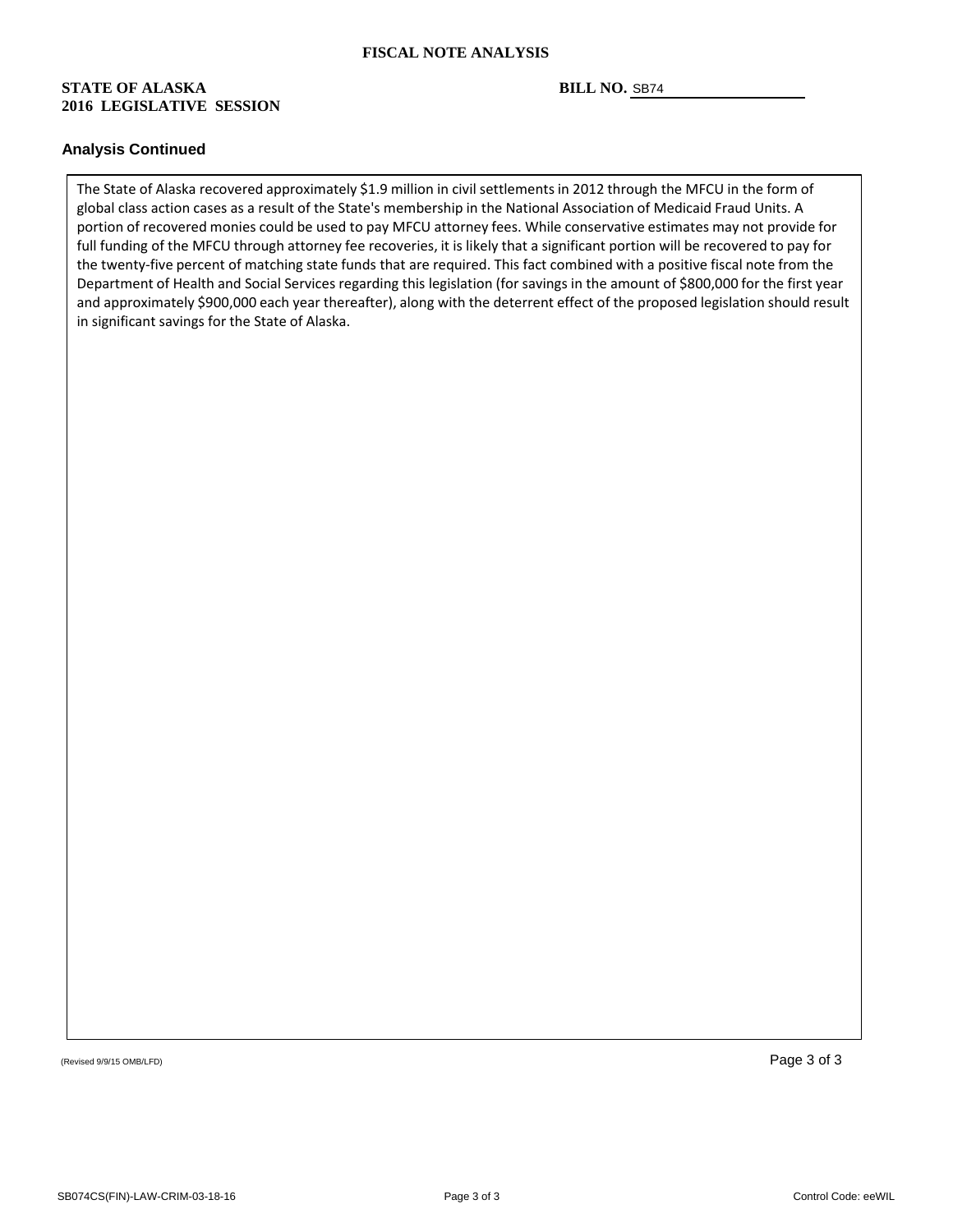# FISCAL NOTE ANALYSIS

**STATE OF ALASKA**
**2016 LEGISLATIVE SESSION**

**BILL NO.** SB74

## Analysis Continued

The State of Alaska recovered approximately $1.9 million in civil settlements in 2012 through the MFCU in the form of global class action cases as a result of the State's membership in the National Association of Medicaid Fraud Units. A portion of recovered monies could be used to pay MFCU attorney fees. While conservative estimates may not provide for full funding of the MFCU through attorney fee recoveries, it is likely that a significant portion will be recovered to pay for the twenty-five percent of matching state funds that are required. This fact combined with a positive fiscal note from the Department of Health and Social Services regarding this legislation (for savings in the amount of $800,000 for the first year and approximately $900,000 each year thereafter), along with the deterrent effect of the proposed legislation should result in significant savings for the State of Alaska.